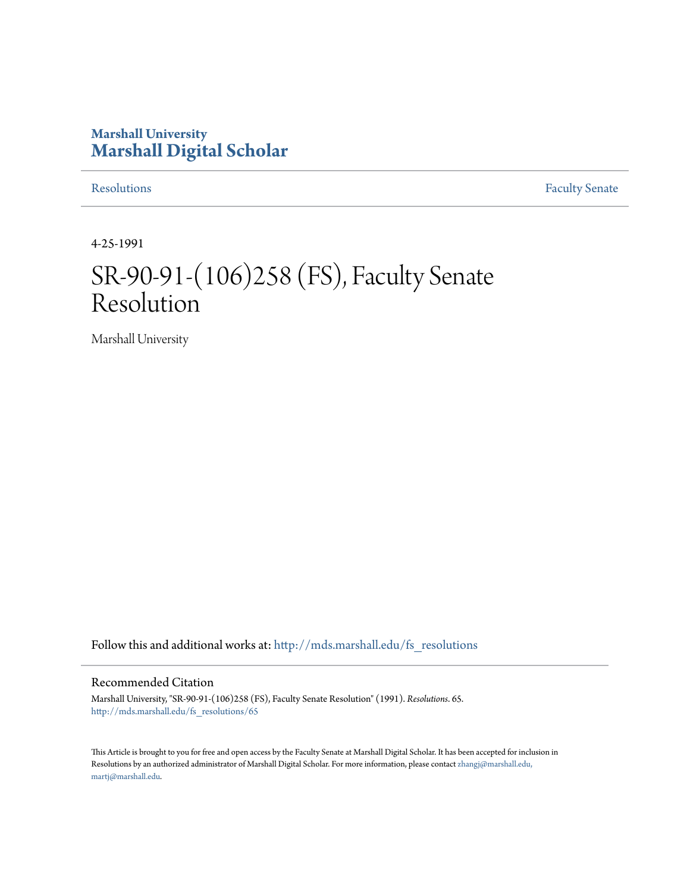Marshall University

# Marshall Digital Scholar

Resolutions | Faculty Senate

4-25-1991

# SR-90-91-(106)258 (FS), Faculty Senate Resolution

Marshall University

Follow this and additional works at: http://mds.marshall.edu/fs_resolutions

## Recommended Citation

Marshall University, "SR-90-91-(106)258 (FS), Faculty Senate Resolution" (1991). *Resolutions*. 65.
http://mds.marshall.edu/fs_resolutions/65

This Article is brought to you for free and open access by the Faculty Senate at Marshall Digital Scholar. It has been accepted for inclusion in Resolutions by an authorized administrator of Marshall Digital Scholar. For more information, please contact zhangj@marshall.edu, martj@marshall.edu.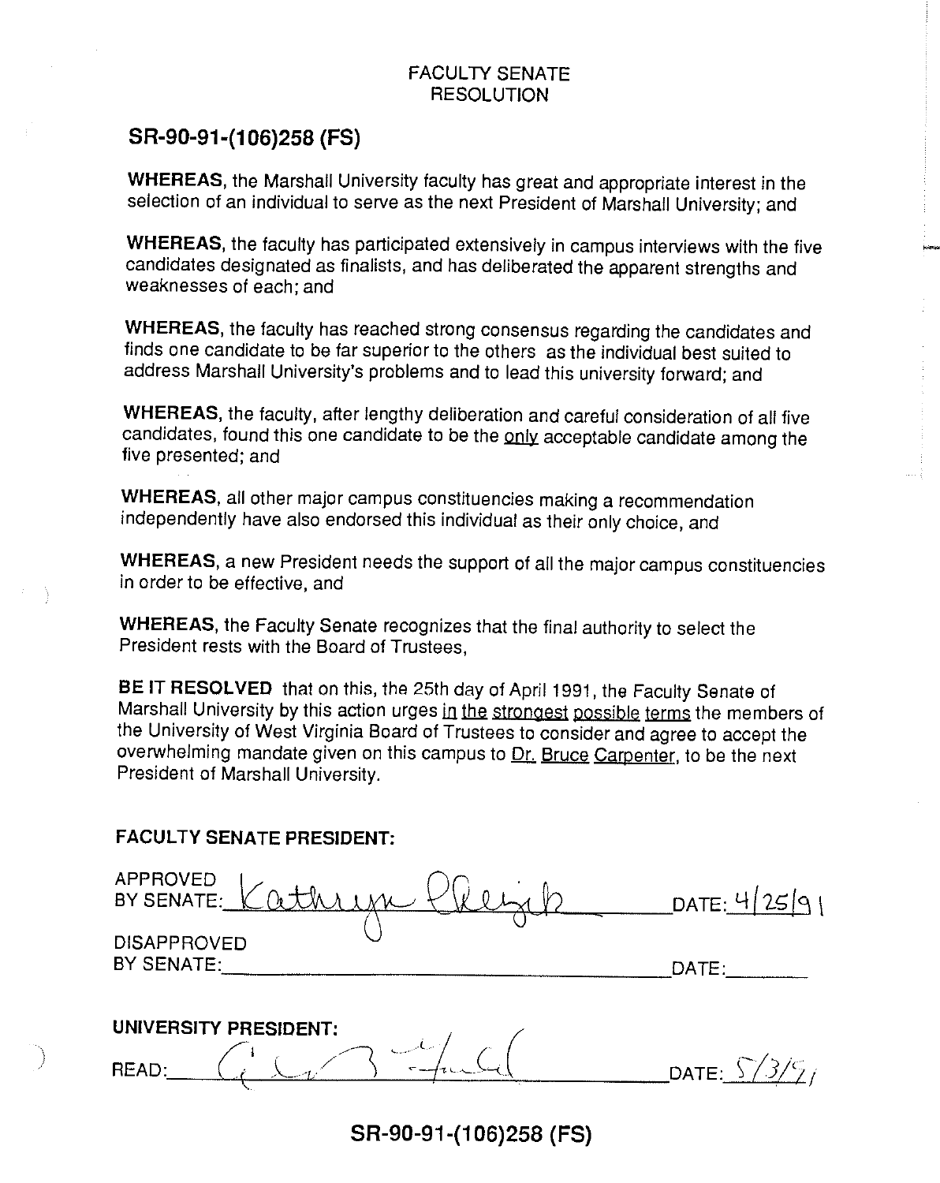FACULTY SENATE
RESOLUTION

## SR-90-91-(106)258 (FS)

**WHEREAS**, the Marshall University faculty has great and appropriate interest in the selection of an individual to serve as the next President of Marshall University; and

**WHEREAS**, the faculty has participated extensively in campus interviews with the five candidates designated as finalists, and has deliberated the apparent strengths and weaknesses of each; and

**WHEREAS**, the faculty has reached strong consensus regarding the candidates and finds one candidate to be far superior to the others as the individual best suited to address Marshall University's problems and to lead this university forward; and

**WHEREAS**, the faculty, after lengthy deliberation and careful consideration of all five candidates, found this one candidate to be the <u>only</u> acceptable candidate among the five presented; and

**WHEREAS**, all other major campus constituencies making a recommendation independently have also endorsed this individual as their only choice, and

**WHEREAS**, a new President needs the support of all the major campus constituencies in order to be effective, and

**WHEREAS**, the Faculty Senate recognizes that the final authority to select the President rests with the Board of Trustees,

**BE IT RESOLVED** that on this, the 25th day of April 1991, the Faculty Senate of Marshall University by this action urges <u>in the strongest possible terms</u> the members of the University of West Virginia Board of Trustees to consider and agree to accept the overwhelming mandate given on this campus to <u>Dr. Bruce Carpenter</u>, to be the next President of Marshall University.

**FACULTY SENATE PRESIDENT:**

APPROVED BY SENATE: Kathryn Chezik DATE: 4/25/91

DISAPPROVED BY SENATE: ____________________ DATE: ________

**UNIVERSITY PRESIDENT:**

READ: [signature] DATE: 5/3/91

**SR-90-91-(106)258 (FS)**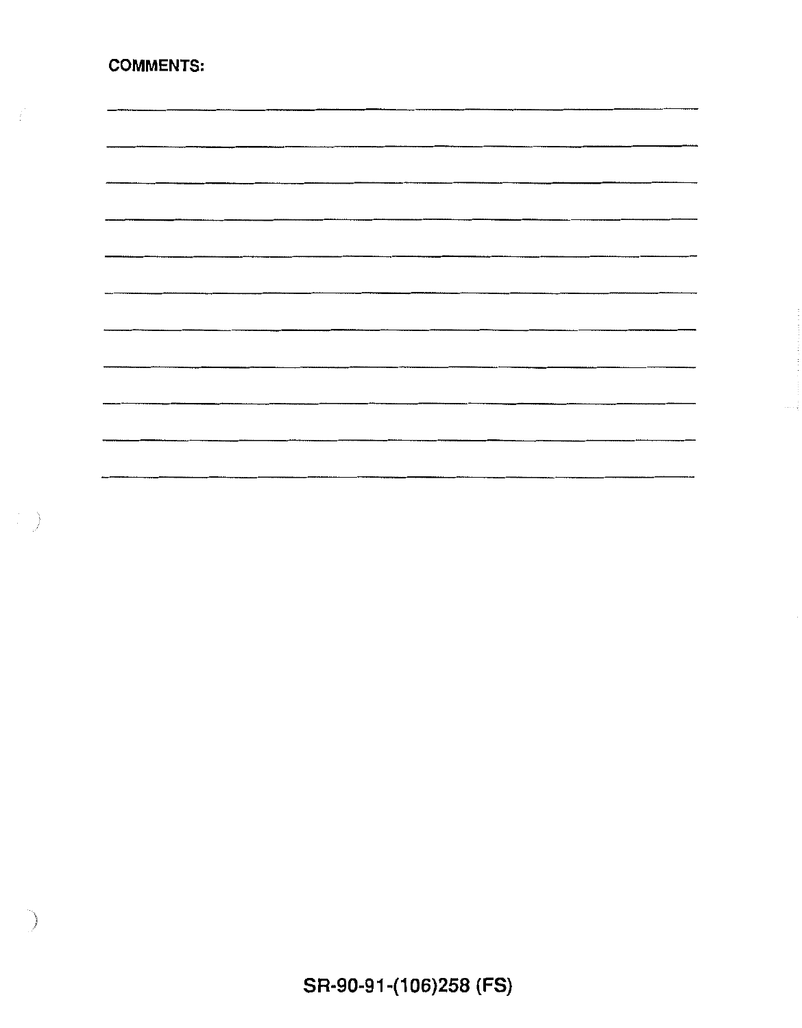**COMMENTS:**

SR-90-91-(106)258 (FS)